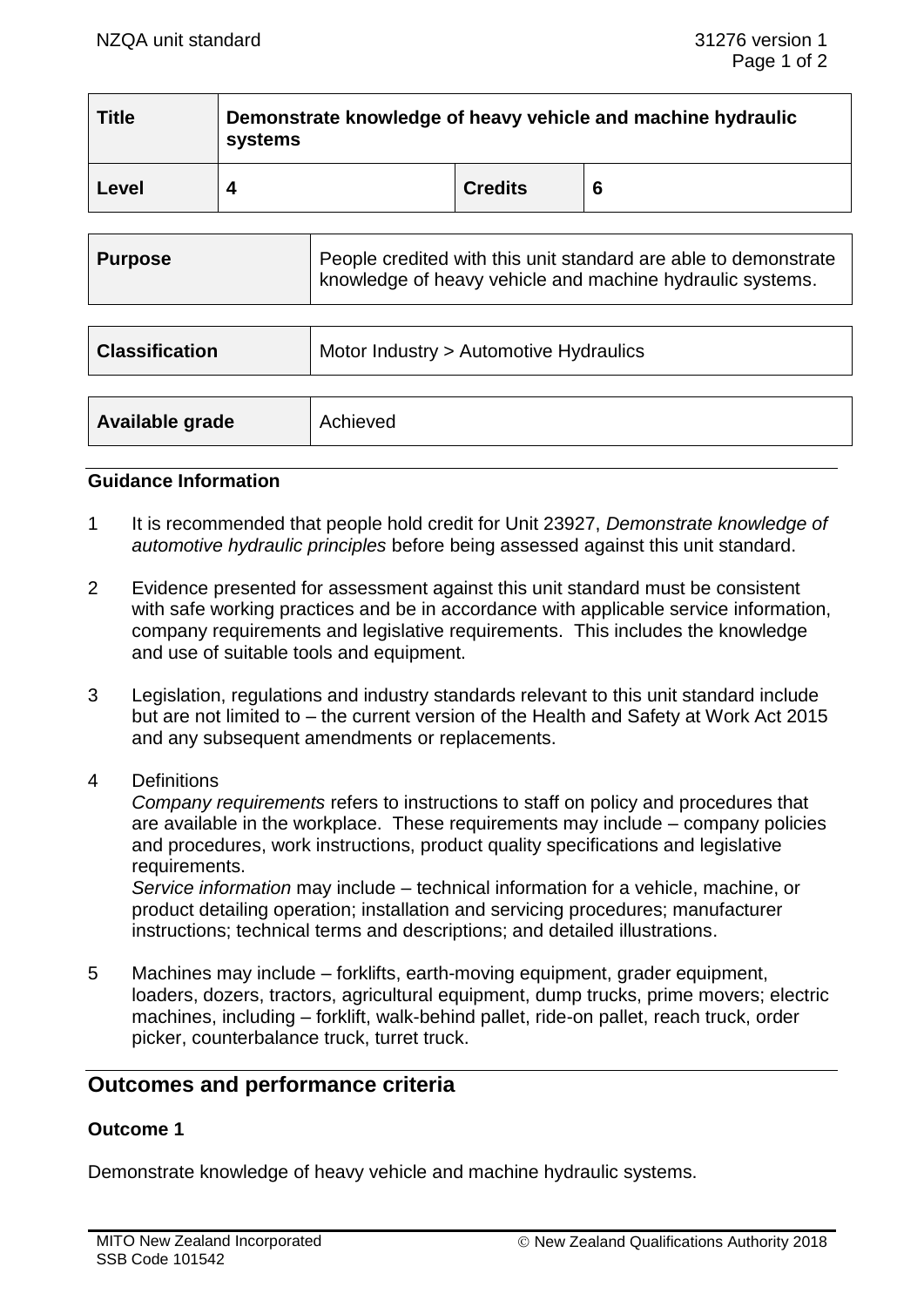| Title | Demonstrate knowledge of heavy vehicle and machine hydraulic systems | | |
|---|---|---|---|
| Level | 4 | Credits | 6 |

| Purpose | People credited with this unit standard are able to demonstrate knowledge of heavy vehicle and machine hydraulic systems. |
|---|---|

| Classification | Motor Industry > Automotive Hydraulics |
|---|---|

| Available grade | Achieved |
|---|---|

## Guidance Information

1 It is recommended that people hold credit for Unit 23927, *Demonstrate knowledge of automotive hydraulic principles* before being assessed against this unit standard.

2 Evidence presented for assessment against this unit standard must be consistent with safe working practices and be in accordance with applicable service information, company requirements and legislative requirements. This includes the knowledge and use of suitable tools and equipment.

3 Legislation, regulations and industry standards relevant to this unit standard include but are not limited to – the current version of the Health and Safety at Work Act 2015 and any subsequent amendments or replacements.

4 Definitions
*Company requirements* refers to instructions to staff on policy and procedures that are available in the workplace. These requirements may include – company policies and procedures, work instructions, product quality specifications and legislative requirements.
*Service information* may include – technical information for a vehicle, machine, or product detailing operation; installation and servicing procedures; manufacturer instructions; technical terms and descriptions; and detailed illustrations.

5 Machines may include – forklifts, earth-moving equipment, grader equipment, loaders, dozers, tractors, agricultural equipment, dump trucks, prime movers; electric machines, including – forklift, walk-behind pallet, ride-on pallet, reach truck, order picker, counterbalance truck, turret truck.

## Outcomes and performance criteria

### Outcome 1

Demonstrate knowledge of heavy vehicle and machine hydraulic systems.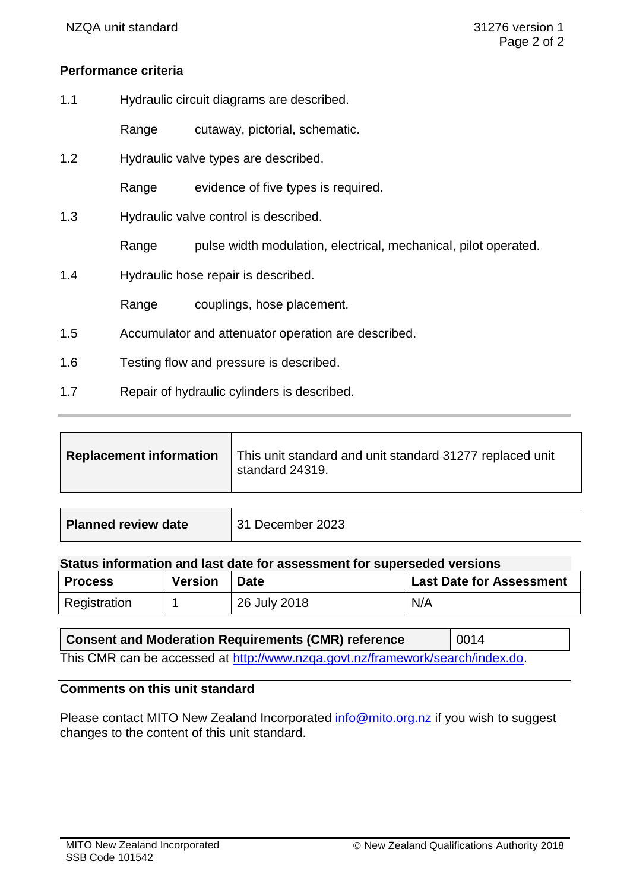## Performance criteria

1.1 Hydraulic circuit diagrams are described.

Range cutaway, pictorial, schematic.

1.2 Hydraulic valve types are described.

Range evidence of five types is required.

1.3 Hydraulic valve control is described.

Range pulse width modulation, electrical, mechanical, pilot operated.

1.4 Hydraulic hose repair is described.

Range couplings, hose placement.

1.5 Accumulator and attenuator operation are described.

1.6 Testing flow and pressure is described.

1.7 Repair of hydraulic cylinders is described.

---

| | |
|---|---|
| **Replacement information** | This unit standard and unit standard 31277 replaced unit standard 24319. |

| | |
|---|---|
| **Planned review date** | 31 December 2023 |

**Status information and last date for assessment for superseded versions**

| **Process** | **Version** | **Date** | **Last Date for Assessment** |
|---|---|---|---|
| Registration | 1 | 26 July 2018 | N/A |

| | |
|---|---|
| **Consent and Moderation Requirements (CMR) reference** | 0014 |

This CMR can be accessed at http://www.nzqa.govt.nz/framework/search/index.do.

**Comments on this unit standard**

Please contact MITO New Zealand Incorporated info@mito.org.nz if you wish to suggest changes to the content of this unit standard.